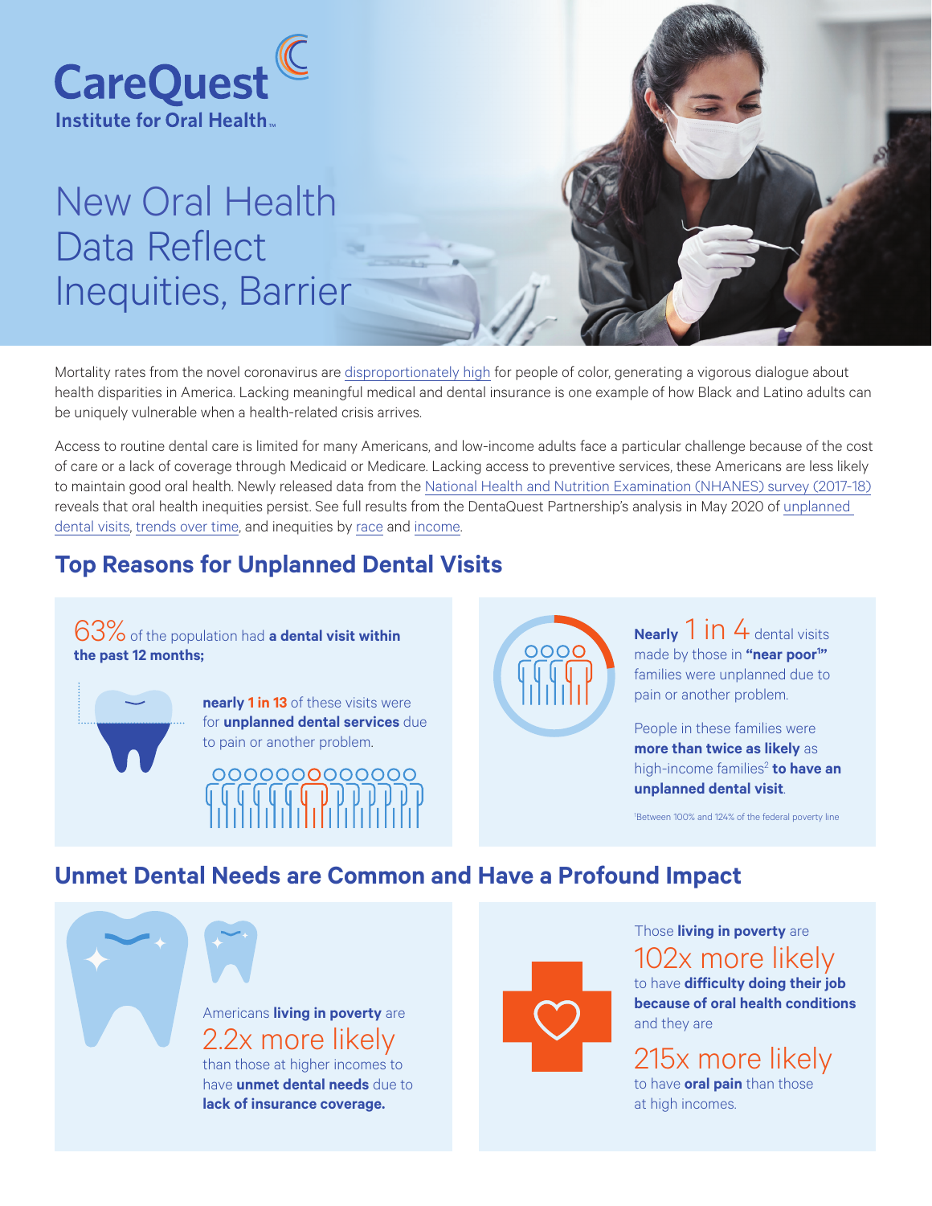CareQuest Institute for Oral Health

# New Oral Health Data Reflect Inequities, Barrier

Mortality rates from the novel coronavirus are disproportionately high for people of color, generating a vigorous dialogue about health disparities in America. Lacking meaningful medical and dental insurance is one example of how Black and Latino adults can be uniquely vulnerable when a health-related crisis arrives.

Access to routine dental care is limited for many Americans, and low-income adults face a particular challenge because of the cost of care or a lack of coverage through Medicaid or Medicare. Lacking access to preventive services, these Americans are less likely to maintain good oral health. Newly released data from the National Health and Nutrition Examination (NHANES) survey (2017-18) reveals that oral health inequities persist. See full results from the DentaQuest Partnership's analysis in May 2020 of unplanned dental visits, trends over time, and inequities by race and income.

## Top Reasons for Unplanned Dental Visits

63% of the population had **a dental visit within the past 12 months;**

**nearly 1 in 13** of these visits were for **unplanned dental services** due to pain or another problem.

**Nearly** 1 in 4 dental visits made by those in **"near poor[1]"** families were unplanned due to pain or another problem.

People in these families were **more than twice as likely** as high-income families[2] **to have an unplanned dental visit**.

[1]Between 100% and 124% of the federal poverty line

## Unmet Dental Needs are Common and Have a Profound Impact

Americans **living in poverty** are 2.2x more likely than those at higher incomes to have **unmet dental needs** due to **lack of insurance coverage.**

Those **living in poverty** are 102x more likely to have **difficulty doing their job because of oral health conditions** and they are 215x more likely to have **oral pain** than those at high incomes.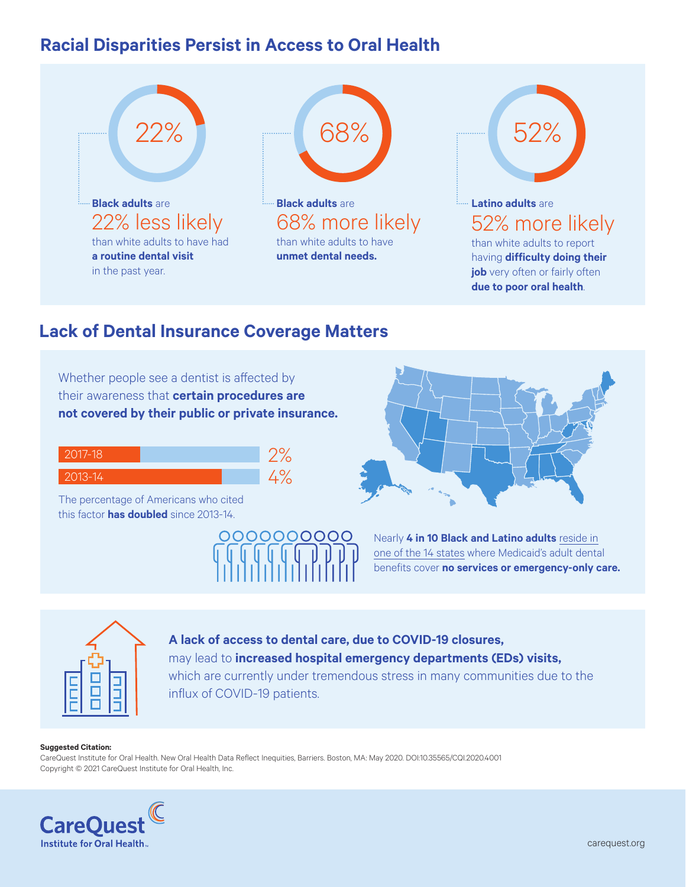## Racial Disparities Persist in Access to Oral Health

22%

**Black adults** are 22% less likely than white adults to have had **a routine dental visit** in the past year.

68%

**Black adults** are 68% more likely than white adults to have **unmet dental needs.**

52%

**Latino adults** are 52% more likely than white adults to report having **difficulty doing their job** very often or fairly often **due to poor oral health**.

## Lack of Dental Insurance Coverage Matters

Whether people see a dentist is affected by their awareness that **certain procedures are not covered by their public or private insurance.**

2017-18
2%
2013-14
4%

The percentage of Americans who cited this factor **has doubled** since 2013-14.

Nearly **4 in 10 Black and Latino adults** reside in one of the 14 states where Medicaid's adult dental benefits cover **no services or emergency-only care.**

**A lack of access to dental care, due to COVID-19 closures,** may lead to **increased hospital emergency departments (EDs) visits,** which are currently under tremendous stress in many communities due to the influx of COVID-19 patients.

**Suggested Citation:**
CareQuest Institute for Oral Health. New Oral Health Data Reflect Inequities, Barriers. Boston, MA: May 2020. DOI:10.35565/CQI.2020.4001
Copyright © 2021 CareQuest Institute for Oral Health, Inc.

CareQuest Institute for Oral Health

carequest.org